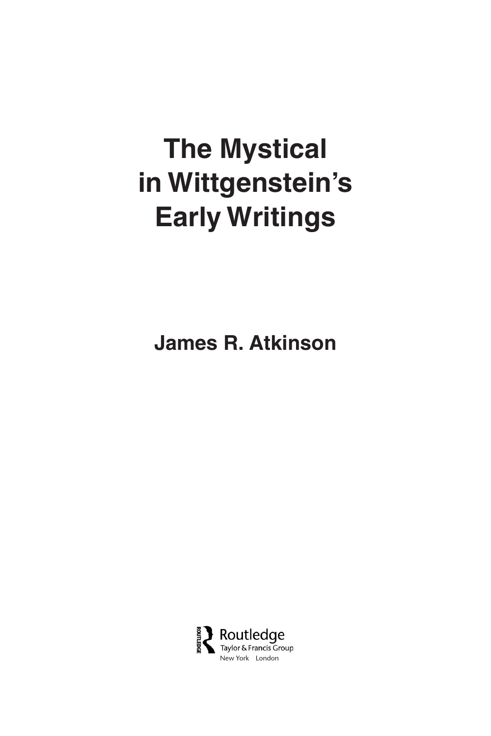# The Mystical in Wittgenstein's Early Writings

**James R. Atkinson**

Routledge
Taylor & Francis Group
New York London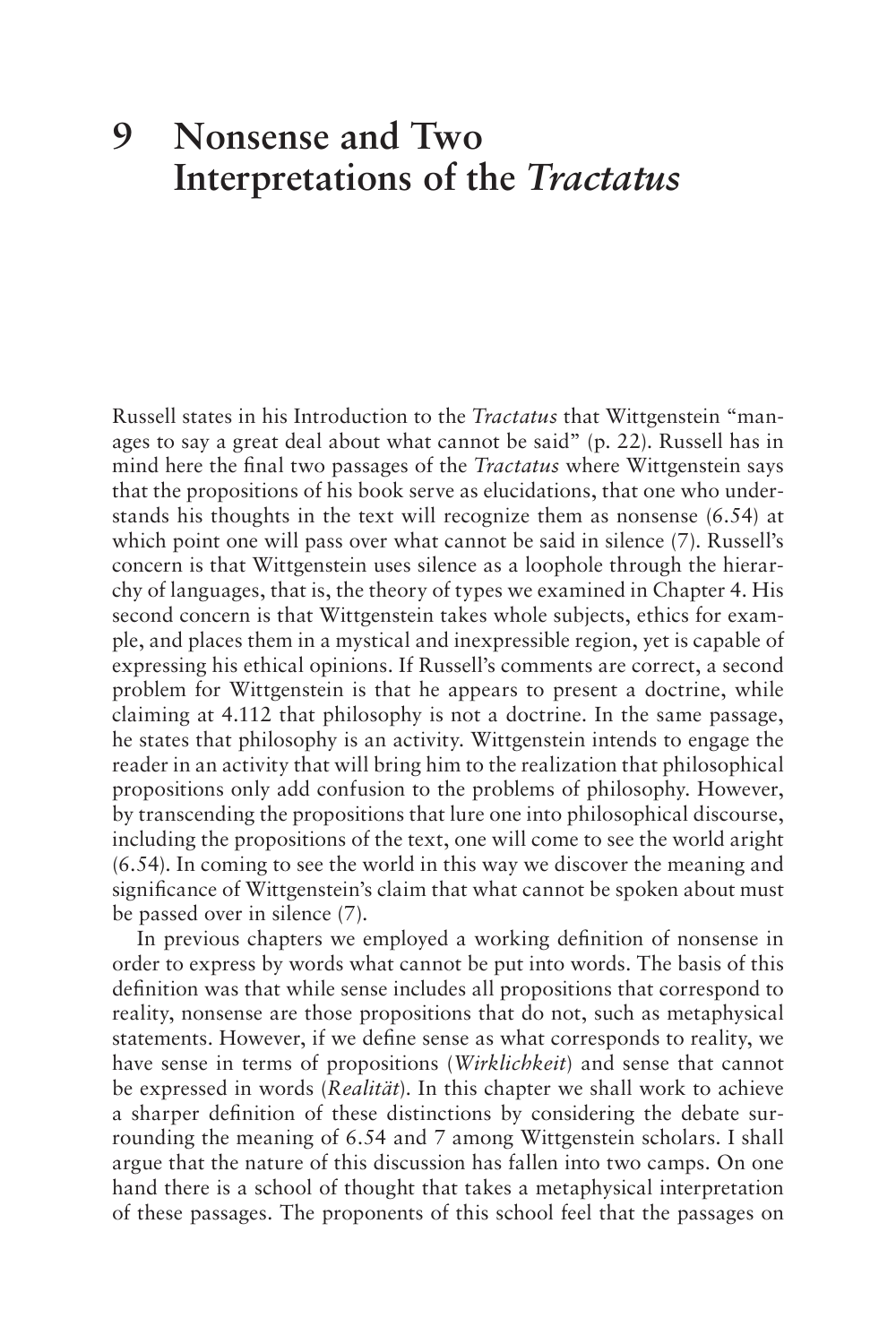# 9 Nonsense and Two Interpretations of the *Tractatus*

Russell states in his Introduction to the *Tractatus* that Wittgenstein "manages to say a great deal about what cannot be said" (p. 22). Russell has in mind here the final two passages of the *Tractatus* where Wittgenstein says that the propositions of his book serve as elucidations, that one who understands his thoughts in the text will recognize them as nonsense (6.54) at which point one will pass over what cannot be said in silence (7). Russell's concern is that Wittgenstein uses silence as a loophole through the hierarchy of languages, that is, the theory of types we examined in Chapter 4. His second concern is that Wittgenstein takes whole subjects, ethics for example, and places them in a mystical and inexpressible region, yet is capable of expressing his ethical opinions. If Russell's comments are correct, a second problem for Wittgenstein is that he appears to present a doctrine, while claiming at 4.112 that philosophy is not a doctrine. In the same passage, he states that philosophy is an activity. Wittgenstein intends to engage the reader in an activity that will bring him to the realization that philosophical propositions only add confusion to the problems of philosophy. However, by transcending the propositions that lure one into philosophical discourse, including the propositions of the text, one will come to see the world aright (6.54). In coming to see the world in this way we discover the meaning and significance of Wittgenstein's claim that what cannot be spoken about must be passed over in silence (7).

In previous chapters we employed a working definition of nonsense in order to express by words what cannot be put into words. The basis of this definition was that while sense includes all propositions that correspond to reality, nonsense are those propositions that do not, such as metaphysical statements. However, if we define sense as what corresponds to reality, we have sense in terms of propositions (*Wirklichkeit*) and sense that cannot be expressed in words (*Realität*). In this chapter we shall work to achieve a sharper definition of these distinctions by considering the debate surrounding the meaning of 6.54 and 7 among Wittgenstein scholars. I shall argue that the nature of this discussion has fallen into two camps. On one hand there is a school of thought that takes a metaphysical interpretation of these passages. The proponents of this school feel that the passages on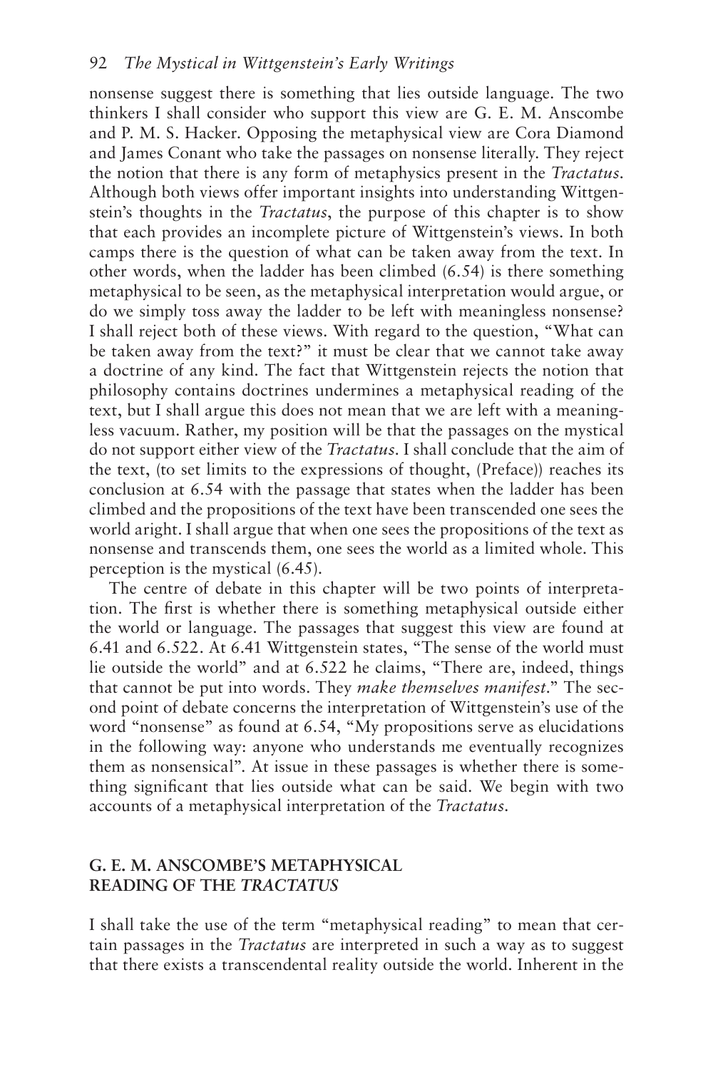nonsense suggest there is something that lies outside language. The two thinkers I shall consider who support this view are G. E. M. Anscombe and P. M. S. Hacker. Opposing the metaphysical view are Cora Diamond and James Conant who take the passages on nonsense literally. They reject the notion that there is any form of metaphysics present in the *Tractatus*. Although both views offer important insights into understanding Wittgenstein's thoughts in the *Tractatus*, the purpose of this chapter is to show that each provides an incomplete picture of Wittgenstein's views. In both camps there is the question of what can be taken away from the text. In other words, when the ladder has been climbed (6.54) is there something metaphysical to be seen, as the metaphysical interpretation would argue, or do we simply toss away the ladder to be left with meaningless nonsense? I shall reject both of these views. With regard to the question, "What can be taken away from the text?" it must be clear that we cannot take away a doctrine of any kind. The fact that Wittgenstein rejects the notion that philosophy contains doctrines undermines a metaphysical reading of the text, but I shall argue this does not mean that we are left with a meaningless vacuum. Rather, my position will be that the passages on the mystical do not support either view of the *Tractatus*. I shall conclude that the aim of the text, (to set limits to the expressions of thought, (Preface)) reaches its conclusion at 6.54 with the passage that states when the ladder has been climbed and the propositions of the text have been transcended one sees the world aright. I shall argue that when one sees the propositions of the text as nonsense and transcends them, one sees the world as a limited whole. This perception is the mystical (6.45).

The centre of debate in this chapter will be two points of interpretation. The first is whether there is something metaphysical outside either the world or language. The passages that suggest this view are found at 6.41 and 6.522. At 6.41 Wittgenstein states, "The sense of the world must lie outside the world" and at 6.522 he claims, "There are, indeed, things that cannot be put into words. They *make themselves manifest*." The second point of debate concerns the interpretation of Wittgenstein's use of the word "nonsense" as found at 6.54, "My propositions serve as elucidations in the following way: anyone who understands me eventually recognizes them as nonsensical". At issue in these passages is whether there is something significant that lies outside what can be said. We begin with two accounts of a metaphysical interpretation of the *Tractatus*.

## G. E. M. ANSCOMBE'S METAPHYSICAL READING OF THE *TRACTATUS*

I shall take the use of the term "metaphysical reading" to mean that certain passages in the *Tractatus* are interpreted in such a way as to suggest that there exists a transcendental reality outside the world. Inherent in the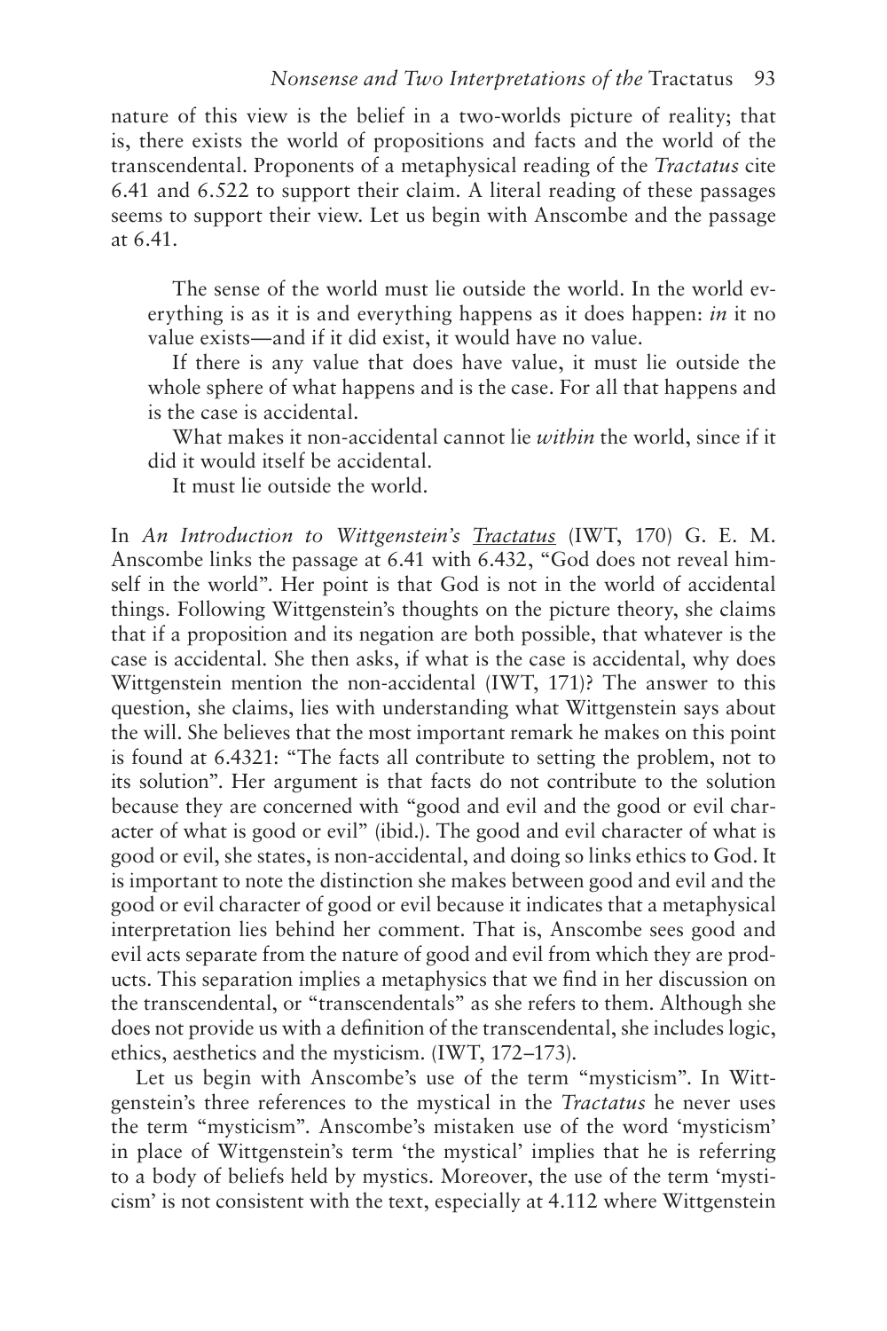nature of this view is the belief in a two-worlds picture of reality; that is, there exists the world of propositions and facts and the world of the transcendental. Proponents of a metaphysical reading of the *Tractatus* cite 6.41 and 6.522 to support their claim. A literal reading of these passages seems to support their view. Let us begin with Anscombe and the passage at 6.41.

> The sense of the world must lie outside the world. In the world everything is as it is and everything happens as it does happen: *in* it no value exists—and if it did exist, it would have no value.
>
> If there is any value that does have value, it must lie outside the whole sphere of what happens and is the case. For all that happens and is the case is accidental.
>
> What makes it non-accidental cannot lie *within* the world, since if it did it would itself be accidental.
>
> It must lie outside the world.

In *An Introduction to Wittgenstein's Tractatus* (IWT, 170) G. E. M. Anscombe links the passage at 6.41 with 6.432, "God does not reveal himself in the world". Her point is that God is not in the world of accidental things. Following Wittgenstein's thoughts on the picture theory, she claims that if a proposition and its negation are both possible, that whatever is the case is accidental. She then asks, if what is the case is accidental, why does Wittgenstein mention the non-accidental (IWT, 171)? The answer to this question, she claims, lies with understanding what Wittgenstein says about the will. She believes that the most important remark he makes on this point is found at 6.4321: "The facts all contribute to setting the problem, not to its solution". Her argument is that facts do not contribute to the solution because they are concerned with "good and evil and the good or evil character of what is good or evil" (ibid.). The good and evil character of what is good or evil, she states, is non-accidental, and doing so links ethics to God. It is important to note the distinction she makes between good and evil and the good or evil character of good or evil because it indicates that a metaphysical interpretation lies behind her comment. That is, Anscombe sees good and evil acts separate from the nature of good and evil from which they are products. This separation implies a metaphysics that we find in her discussion on the transcendental, or "transcendentals" as she refers to them. Although she does not provide us with a definition of the transcendental, she includes logic, ethics, aesthetics and the mysticism. (IWT, 172–173).

Let us begin with Anscombe's use of the term "mysticism". In Wittgenstein's three references to the mystical in the *Tractatus* he never uses the term "mysticism". Anscombe's mistaken use of the word 'mysticism' in place of Wittgenstein's term 'the mystical' implies that he is referring to a body of beliefs held by mystics. Moreover, the use of the term 'mysticism' is not consistent with the text, especially at 4.112 where Wittgenstein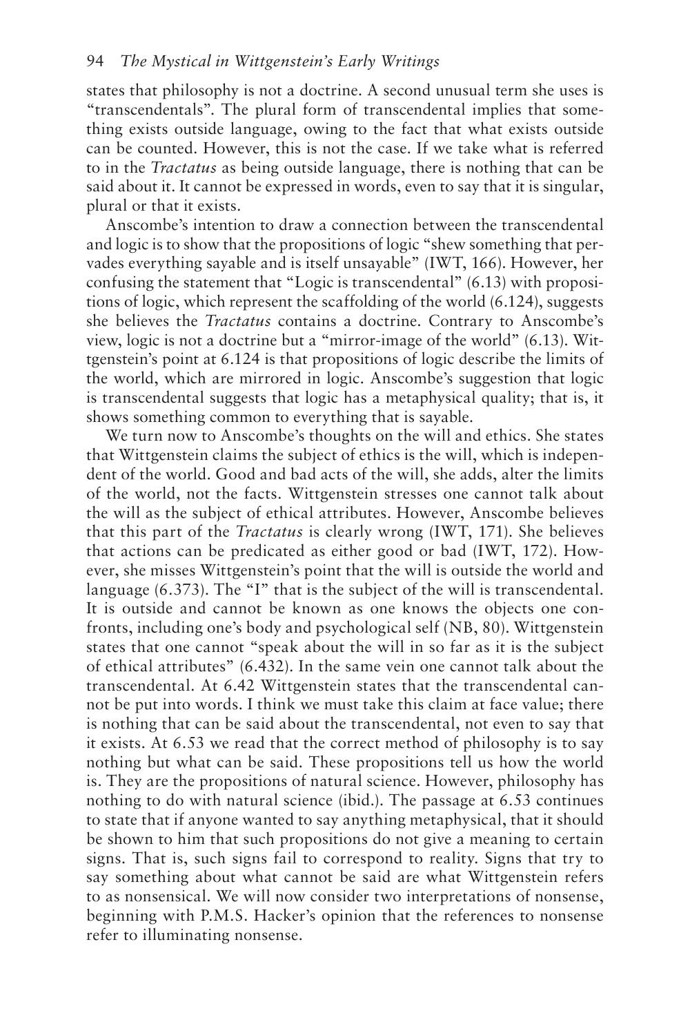states that philosophy is not a doctrine. A second unusual term she uses is "transcendentals". The plural form of transcendental implies that something exists outside language, owing to the fact that what exists outside can be counted. However, this is not the case. If we take what is referred to in the *Tractatus* as being outside language, there is nothing that can be said about it. It cannot be expressed in words, even to say that it is singular, plural or that it exists.

Anscombe's intention to draw a connection between the transcendental and logic is to show that the propositions of logic "shew something that pervades everything sayable and is itself unsayable" (IWT, 166). However, her confusing the statement that "Logic is transcendental" (6.13) with propositions of logic, which represent the scaffolding of the world (6.124), suggests she believes the *Tractatus* contains a doctrine. Contrary to Anscombe's view, logic is not a doctrine but a "mirror-image of the world" (6.13). Wittgenstein's point at 6.124 is that propositions of logic describe the limits of the world, which are mirrored in logic. Anscombe's suggestion that logic is transcendental suggests that logic has a metaphysical quality; that is, it shows something common to everything that is sayable.

We turn now to Anscombe's thoughts on the will and ethics. She states that Wittgenstein claims the subject of ethics is the will, which is independent of the world. Good and bad acts of the will, she adds, alter the limits of the world, not the facts. Wittgenstein stresses one cannot talk about the will as the subject of ethical attributes. However, Anscombe believes that this part of the *Tractatus* is clearly wrong (IWT, 171). She believes that actions can be predicated as either good or bad (IWT, 172). However, she misses Wittgenstein's point that the will is outside the world and language (6.373). The "I" that is the subject of the will is transcendental. It is outside and cannot be known as one knows the objects one confronts, including one's body and psychological self (NB, 80). Wittgenstein states that one cannot "speak about the will in so far as it is the subject of ethical attributes" (6.432). In the same vein one cannot talk about the transcendental. At 6.42 Wittgenstein states that the transcendental cannot be put into words. I think we must take this claim at face value; there is nothing that can be said about the transcendental, not even to say that it exists. At 6.53 we read that the correct method of philosophy is to say nothing but what can be said. These propositions tell us how the world is. They are the propositions of natural science. However, philosophy has nothing to do with natural science (ibid.). The passage at 6.53 continues to state that if anyone wanted to say anything metaphysical, that it should be shown to him that such propositions do not give a meaning to certain signs. That is, such signs fail to correspond to reality. Signs that try to say something about what cannot be said are what Wittgenstein refers to as nonsensical. We will now consider two interpretations of nonsense, beginning with P.M.S. Hacker's opinion that the references to nonsense refer to illuminating nonsense.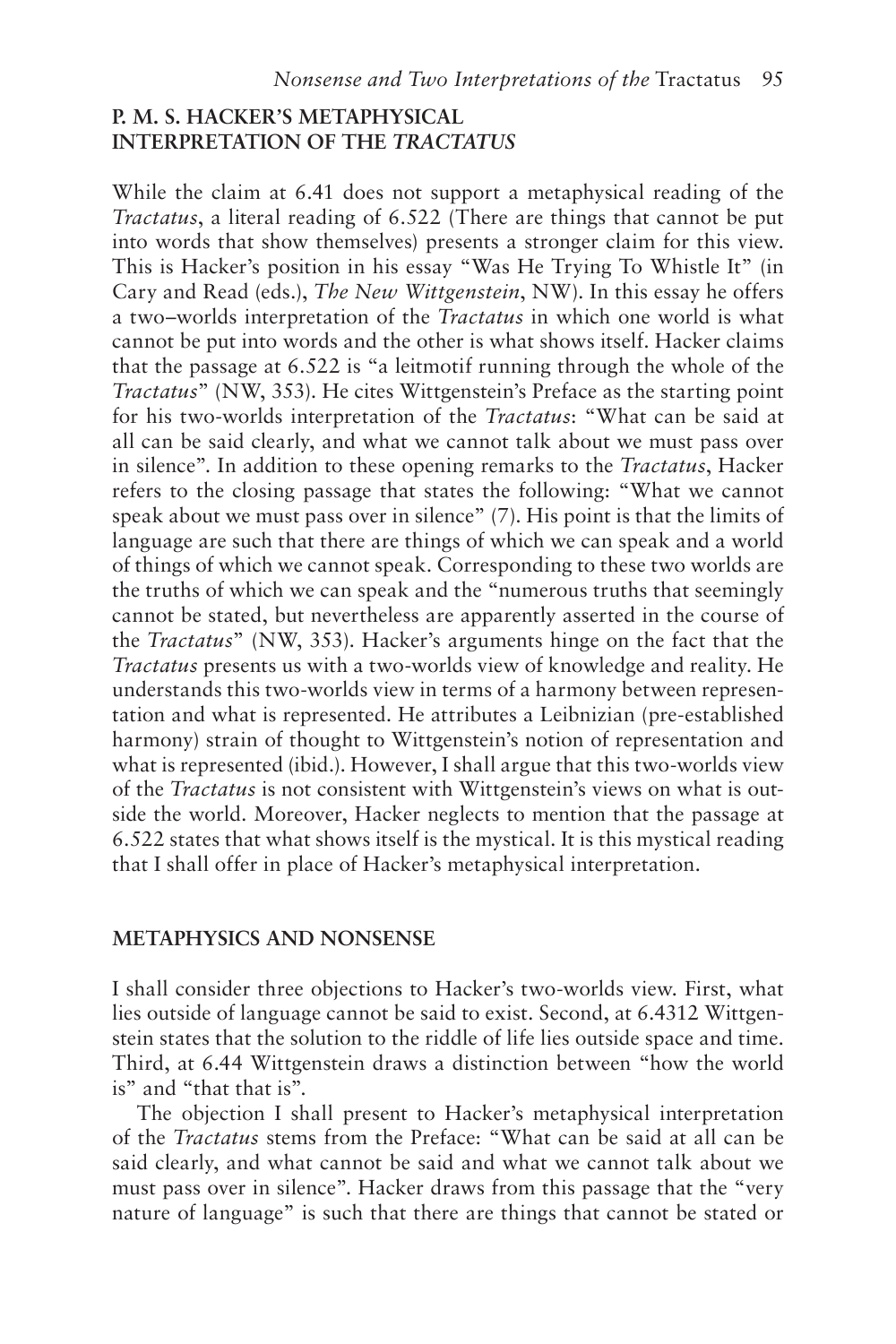## P. M. S. HACKER'S METAPHYSICAL INTERPRETATION OF THE *TRACTATUS*

While the claim at 6.41 does not support a metaphysical reading of the *Tractatus*, a literal reading of 6.522 (There are things that cannot be put into words that show themselves) presents a stronger claim for this view. This is Hacker's position in his essay "Was He Trying To Whistle It" (in Cary and Read (eds.), *The New Wittgenstein*, NW). In this essay he offers a two–worlds interpretation of the *Tractatus* in which one world is what cannot be put into words and the other is what shows itself. Hacker claims that the passage at 6.522 is "a leitmotif running through the whole of the *Tractatus*" (NW, 353). He cites Wittgenstein's Preface as the starting point for his two-worlds interpretation of the *Tractatus*: "What can be said at all can be said clearly, and what we cannot talk about we must pass over in silence". In addition to these opening remarks to the *Tractatus*, Hacker refers to the closing passage that states the following: "What we cannot speak about we must pass over in silence" (7). His point is that the limits of language are such that there are things of which we can speak and a world of things of which we cannot speak. Corresponding to these two worlds are the truths of which we can speak and the "numerous truths that seemingly cannot be stated, but nevertheless are apparently asserted in the course of the *Tractatus*" (NW, 353). Hacker's arguments hinge on the fact that the *Tractatus* presents us with a two-worlds view of knowledge and reality. He understands this two-worlds view in terms of a harmony between representation and what is represented. He attributes a Leibnizian (pre-established harmony) strain of thought to Wittgenstein's notion of representation and what is represented (ibid.). However, I shall argue that this two-worlds view of the *Tractatus* is not consistent with Wittgenstein's views on what is outside the world. Moreover, Hacker neglects to mention that the passage at 6.522 states that what shows itself is the mystical. It is this mystical reading that I shall offer in place of Hacker's metaphysical interpretation.

## METAPHYSICS AND NONSENSE

I shall consider three objections to Hacker's two-worlds view. First, what lies outside of language cannot be said to exist. Second, at 6.4312 Wittgenstein states that the solution to the riddle of life lies outside space and time. Third, at 6.44 Wittgenstein draws a distinction between "how the world is" and "that that is".

The objection I shall present to Hacker's metaphysical interpretation of the *Tractatus* stems from the Preface: "What can be said at all can be said clearly, and what cannot be said and what we cannot talk about we must pass over in silence". Hacker draws from this passage that the "very nature of language" is such that there are things that cannot be stated or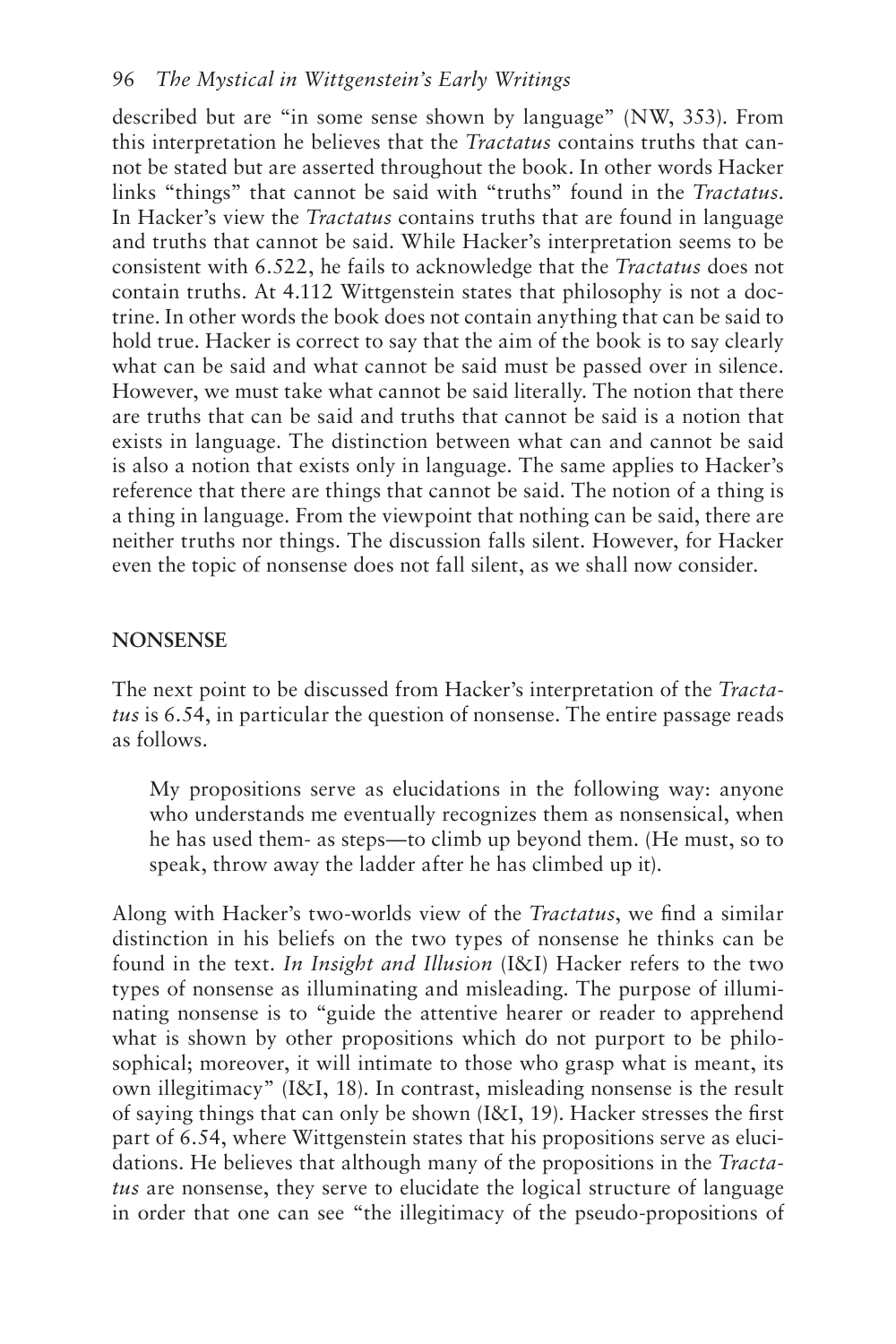described but are "in some sense shown by language" (NW, 353). From this interpretation he believes that the *Tractatus* contains truths that cannot be stated but are asserted throughout the book. In other words Hacker links "things" that cannot be said with "truths" found in the *Tractatus*. In Hacker's view the *Tractatus* contains truths that are found in language and truths that cannot be said. While Hacker's interpretation seems to be consistent with 6.522, he fails to acknowledge that the *Tractatus* does not contain truths. At 4.112 Wittgenstein states that philosophy is not a doctrine. In other words the book does not contain anything that can be said to hold true. Hacker is correct to say that the aim of the book is to say clearly what can be said and what cannot be said must be passed over in silence. However, we must take what cannot be said literally. The notion that there are truths that can be said and truths that cannot be said is a notion that exists in language. The distinction between what can and cannot be said is also a notion that exists only in language. The same applies to Hacker's reference that there are things that cannot be said. The notion of a thing is a thing in language. From the viewpoint that nothing can be said, there are neither truths nor things. The discussion falls silent. However, for Hacker even the topic of nonsense does not fall silent, as we shall now consider.

## NONSENSE

The next point to be discussed from Hacker's interpretation of the *Tractatus* is 6.54, in particular the question of nonsense. The entire passage reads as follows.

> My propositions serve as elucidations in the following way: anyone who understands me eventually recognizes them as nonsensical, when he has used them- as steps—to climb up beyond them. (He must, so to speak, throw away the ladder after he has climbed up it).

Along with Hacker's two-worlds view of the *Tractatus*, we find a similar distinction in his beliefs on the two types of nonsense he thinks can be found in the text. *In Insight and Illusion* (I&I) Hacker refers to the two types of nonsense as illuminating and misleading. The purpose of illuminating nonsense is to "guide the attentive hearer or reader to apprehend what is shown by other propositions which do not purport to be philosophical; moreover, it will intimate to those who grasp what is meant, its own illegitimacy" (I&I, 18). In contrast, misleading nonsense is the result of saying things that can only be shown (I&I, 19). Hacker stresses the first part of 6.54, where Wittgenstein states that his propositions serve as elucidations. He believes that although many of the propositions in the *Tractatus* are nonsense, they serve to elucidate the logical structure of language in order that one can see "the illegitimacy of the pseudo-propositions of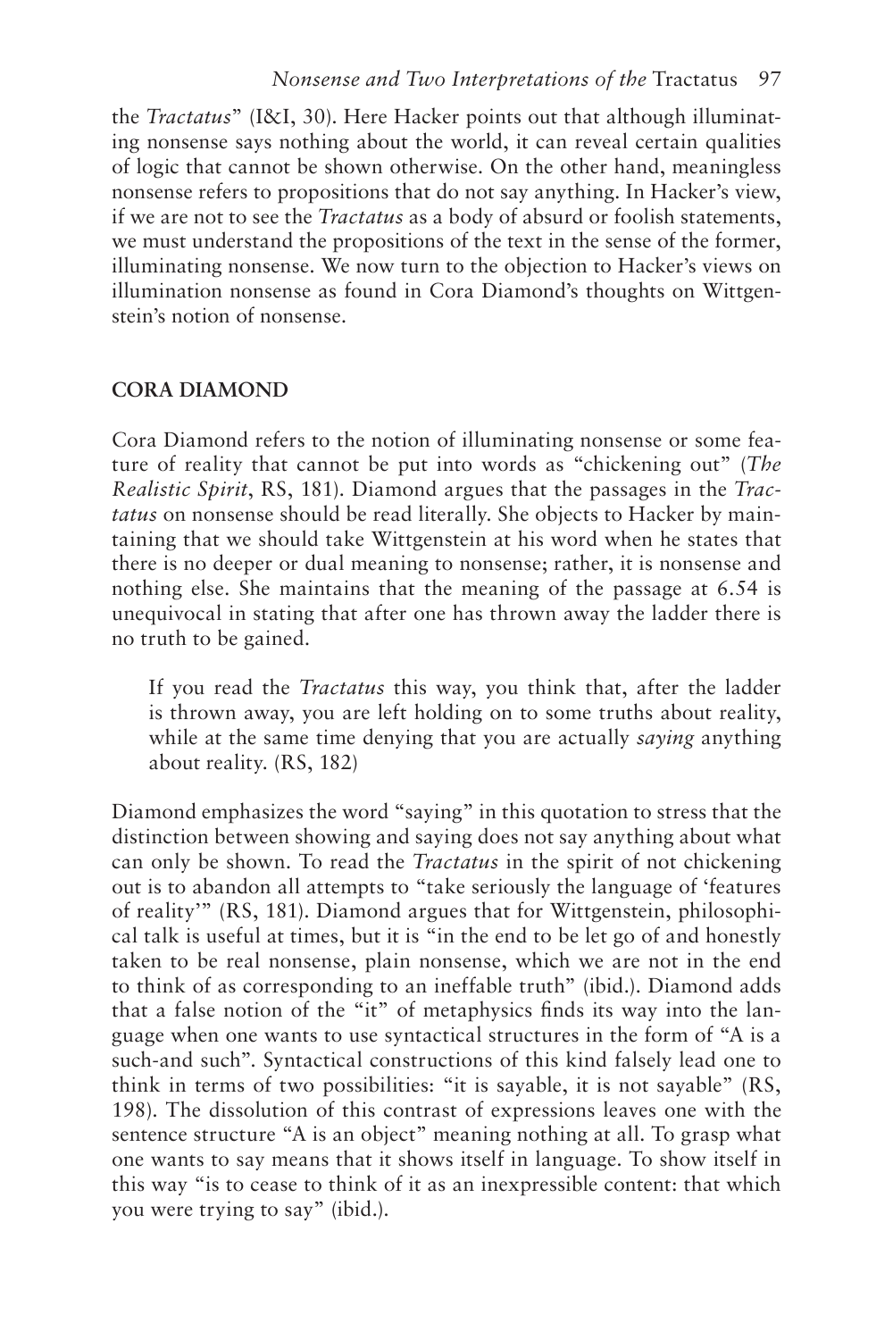the *Tractatus*" (I&I, 30). Here Hacker points out that although illuminating nonsense says nothing about the world, it can reveal certain qualities of logic that cannot be shown otherwise. On the other hand, meaningless nonsense refers to propositions that do not say anything. In Hacker's view, if we are not to see the *Tractatus* as a body of absurd or foolish statements, we must understand the propositions of the text in the sense of the former, illuminating nonsense. We now turn to the objection to Hacker's views on illumination nonsense as found in Cora Diamond's thoughts on Wittgenstein's notion of nonsense.

## CORA DIAMOND

Cora Diamond refers to the notion of illuminating nonsense or some feature of reality that cannot be put into words as "chickening out" (*The Realistic Spirit*, RS, 181). Diamond argues that the passages in the *Tractatus* on nonsense should be read literally. She objects to Hacker by maintaining that we should take Wittgenstein at his word when he states that there is no deeper or dual meaning to nonsense; rather, it is nonsense and nothing else. She maintains that the meaning of the passage at 6.54 is unequivocal in stating that after one has thrown away the ladder there is no truth to be gained.

> If you read the *Tractatus* this way, you think that, after the ladder is thrown away, you are left holding on to some truths about reality, while at the same time denying that you are actually *saying* anything about reality. (RS, 182)

Diamond emphasizes the word "saying" in this quotation to stress that the distinction between showing and saying does not say anything about what can only be shown. To read the *Tractatus* in the spirit of not chickening out is to abandon all attempts to "take seriously the language of 'features of reality'" (RS, 181). Diamond argues that for Wittgenstein, philosophical talk is useful at times, but it is "in the end to be let go of and honestly taken to be real nonsense, plain nonsense, which we are not in the end to think of as corresponding to an ineffable truth" (ibid.). Diamond adds that a false notion of the "it" of metaphysics finds its way into the language when one wants to use syntactical structures in the form of "A is a such-and such". Syntactical constructions of this kind falsely lead one to think in terms of two possibilities: "it is sayable, it is not sayable" (RS, 198). The dissolution of this contrast of expressions leaves one with the sentence structure "A is an object" meaning nothing at all. To grasp what one wants to say means that it shows itself in language. To show itself in this way "is to cease to think of it as an inexpressible content: that which you were trying to say" (ibid.).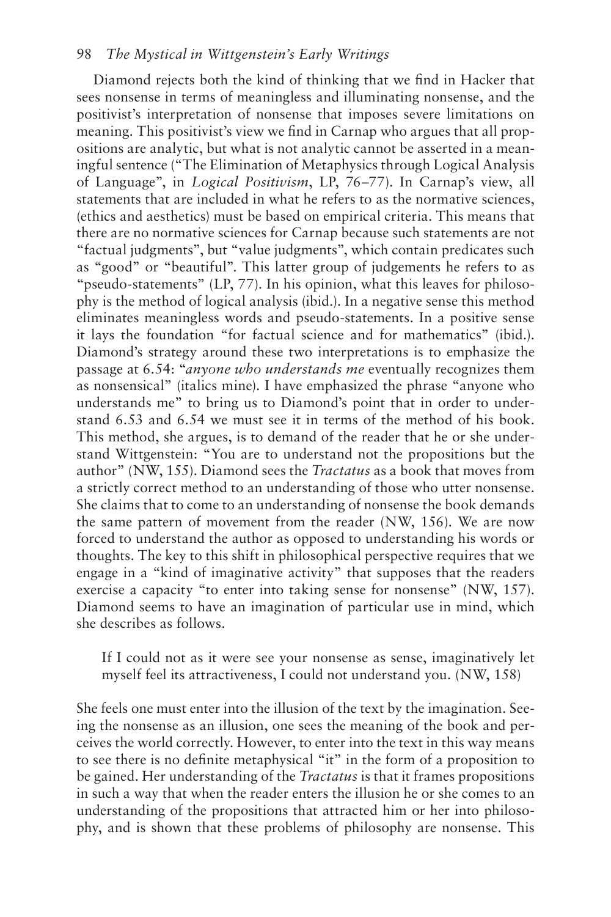Diamond rejects both the kind of thinking that we find in Hacker that sees nonsense in terms of meaningless and illuminating nonsense, and the positivist's interpretation of nonsense that imposes severe limitations on meaning. This positivist's view we find in Carnap who argues that all propositions are analytic, but what is not analytic cannot be asserted in a meaningful sentence ("The Elimination of Metaphysics through Logical Analysis of Language", in *Logical Positivism*, LP, 76–77). In Carnap's view, all statements that are included in what he refers to as the normative sciences, (ethics and aesthetics) must be based on empirical criteria. This means that there are no normative sciences for Carnap because such statements are not "factual judgments", but "value judgments", which contain predicates such as "good" or "beautiful". This latter group of judgements he refers to as "pseudo-statements" (LP, 77). In his opinion, what this leaves for philosophy is the method of logical analysis (ibid.). In a negative sense this method eliminates meaningless words and pseudo-statements. In a positive sense it lays the foundation "for factual science and for mathematics" (ibid.). Diamond's strategy around these two interpretations is to emphasize the passage at 6.54: "*anyone who understands me* eventually recognizes them as nonsensical" (italics mine). I have emphasized the phrase "anyone who understands me" to bring us to Diamond's point that in order to understand 6.53 and 6.54 we must see it in terms of the method of his book. This method, she argues, is to demand of the reader that he or she understand Wittgenstein: "You are to understand not the propositions but the author" (NW, 155). Diamond sees the *Tractatus* as a book that moves from a strictly correct method to an understanding of those who utter nonsense. She claims that to come to an understanding of nonsense the book demands the same pattern of movement from the reader (NW, 156). We are now forced to understand the author as opposed to understanding his words or thoughts. The key to this shift in philosophical perspective requires that we engage in a "kind of imaginative activity" that supposes that the readers exercise a capacity "to enter into taking sense for nonsense" (NW, 157). Diamond seems to have an imagination of particular use in mind, which she describes as follows.

> If I could not as it were see your nonsense as sense, imaginatively let myself feel its attractiveness, I could not understand you. (NW, 158)

She feels one must enter into the illusion of the text by the imagination. Seeing the nonsense as an illusion, one sees the meaning of the book and perceives the world correctly. However, to enter into the text in this way means to see there is no definite metaphysical "it" in the form of a proposition to be gained. Her understanding of the *Tractatus* is that it frames propositions in such a way that when the reader enters the illusion he or she comes to an understanding of the propositions that attracted him or her into philosophy, and is shown that these problems of philosophy are nonsense. This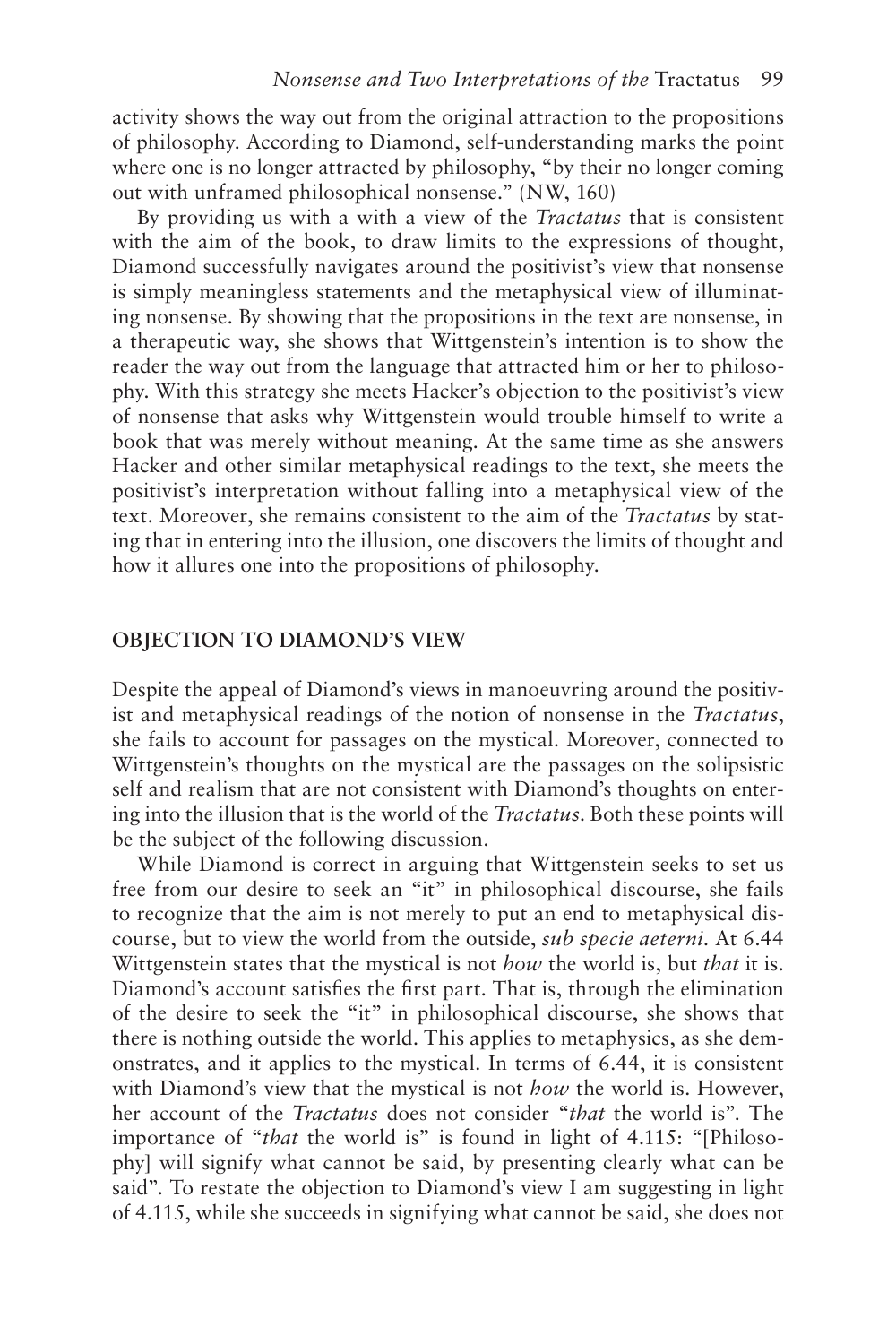activity shows the way out from the original attraction to the propositions of philosophy. According to Diamond, self-understanding marks the point where one is no longer attracted by philosophy, "by their no longer coming out with unframed philosophical nonsense." (NW, 160)

By providing us with a with a view of the *Tractatus* that is consistent with the aim of the book, to draw limits to the expressions of thought, Diamond successfully navigates around the positivist's view that nonsense is simply meaningless statements and the metaphysical view of illuminating nonsense. By showing that the propositions in the text are nonsense, in a therapeutic way, she shows that Wittgenstein's intention is to show the reader the way out from the language that attracted him or her to philosophy. With this strategy she meets Hacker's objection to the positivist's view of nonsense that asks why Wittgenstein would trouble himself to write a book that was merely without meaning. At the same time as she answers Hacker and other similar metaphysical readings to the text, she meets the positivist's interpretation without falling into a metaphysical view of the text. Moreover, she remains consistent to the aim of the *Tractatus* by stating that in entering into the illusion, one discovers the limits of thought and how it allures one into the propositions of philosophy.

## OBJECTION TO DIAMOND'S VIEW

Despite the appeal of Diamond's views in manoeuvring around the positivist and metaphysical readings of the notion of nonsense in the *Tractatus*, she fails to account for passages on the mystical. Moreover, connected to Wittgenstein's thoughts on the mystical are the passages on the solipsistic self and realism that are not consistent with Diamond's thoughts on entering into the illusion that is the world of the *Tractatus*. Both these points will be the subject of the following discussion.

While Diamond is correct in arguing that Wittgenstein seeks to set us free from our desire to seek an "it" in philosophical discourse, she fails to recognize that the aim is not merely to put an end to metaphysical discourse, but to view the world from the outside, *sub specie aeterni*. At 6.44 Wittgenstein states that the mystical is not *how* the world is, but *that* it is. Diamond's account satisfies the first part. That is, through the elimination of the desire to seek the "it" in philosophical discourse, she shows that there is nothing outside the world. This applies to metaphysics, as she demonstrates, and it applies to the mystical. In terms of 6.44, it is consistent with Diamond's view that the mystical is not *how* the world is. However, her account of the *Tractatus* does not consider "*that* the world is". The importance of "*that* the world is" is found in light of 4.115: "[Philosophy] will signify what cannot be said, by presenting clearly what can be said". To restate the objection to Diamond's view I am suggesting in light of 4.115, while she succeeds in signifying what cannot be said, she does not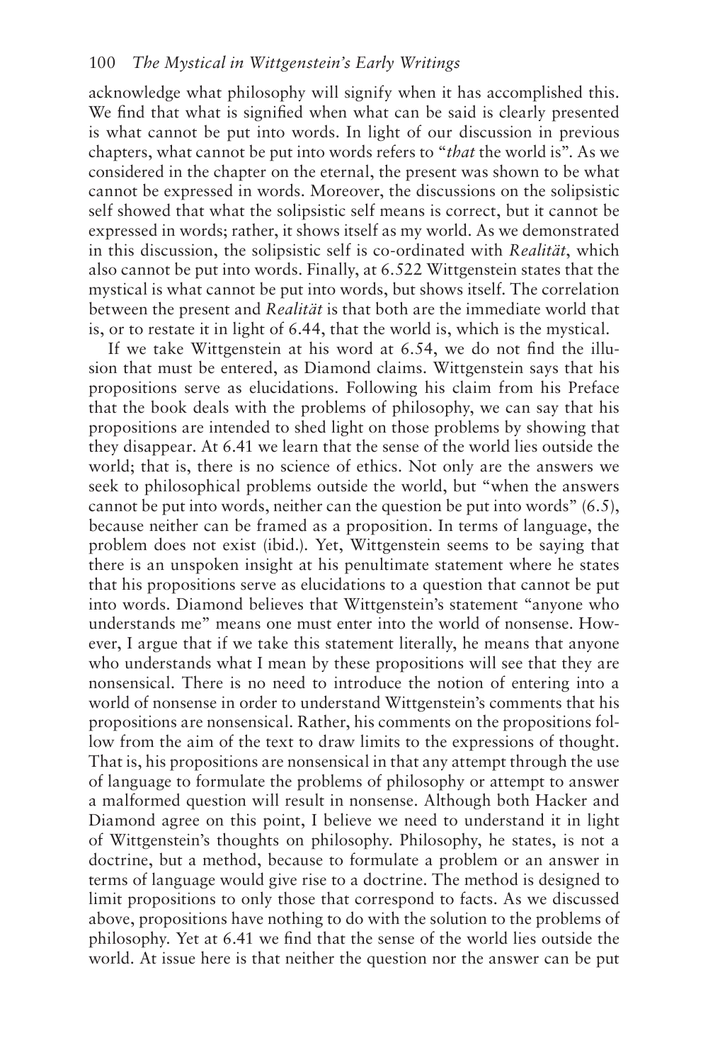acknowledge what philosophy will signify when it has accomplished this. We find that what is signified when what can be said is clearly presented is what cannot be put into words. In light of our discussion in previous chapters, what cannot be put into words refers to "*that* the world is". As we considered in the chapter on the eternal, the present was shown to be what cannot be expressed in words. Moreover, the discussions on the solipsistic self showed that what the solipsistic self means is correct, but it cannot be expressed in words; rather, it shows itself as my world. As we demonstrated in this discussion, the solipsistic self is co-ordinated with *Realität*, which also cannot be put into words. Finally, at 6.522 Wittgenstein states that the mystical is what cannot be put into words, but shows itself. The correlation between the present and *Realität* is that both are the immediate world that is, or to restate it in light of 6.44, that the world is, which is the mystical.

If we take Wittgenstein at his word at 6.54, we do not find the illusion that must be entered, as Diamond claims. Wittgenstein says that his propositions serve as elucidations. Following his claim from his Preface that the book deals with the problems of philosophy, we can say that his propositions are intended to shed light on those problems by showing that they disappear. At 6.41 we learn that the sense of the world lies outside the world; that is, there is no science of ethics. Not only are the answers we seek to philosophical problems outside the world, but "when the answers cannot be put into words, neither can the question be put into words" (6.5), because neither can be framed as a proposition. In terms of language, the problem does not exist (ibid.). Yet, Wittgenstein seems to be saying that there is an unspoken insight at his penultimate statement where he states that his propositions serve as elucidations to a question that cannot be put into words. Diamond believes that Wittgenstein's statement "anyone who understands me" means one must enter into the world of nonsense. However, I argue that if we take this statement literally, he means that anyone who understands what I mean by these propositions will see that they are nonsensical. There is no need to introduce the notion of entering into a world of nonsense in order to understand Wittgenstein's comments that his propositions are nonsensical. Rather, his comments on the propositions follow from the aim of the text to draw limits to the expressions of thought. That is, his propositions are nonsensical in that any attempt through the use of language to formulate the problems of philosophy or attempt to answer a malformed question will result in nonsense. Although both Hacker and Diamond agree on this point, I believe we need to understand it in light of Wittgenstein's thoughts on philosophy. Philosophy, he states, is not a doctrine, but a method, because to formulate a problem or an answer in terms of language would give rise to a doctrine. The method is designed to limit propositions to only those that correspond to facts. As we discussed above, propositions have nothing to do with the solution to the problems of philosophy. Yet at 6.41 we find that the sense of the world lies outside the world. At issue here is that neither the question nor the answer can be put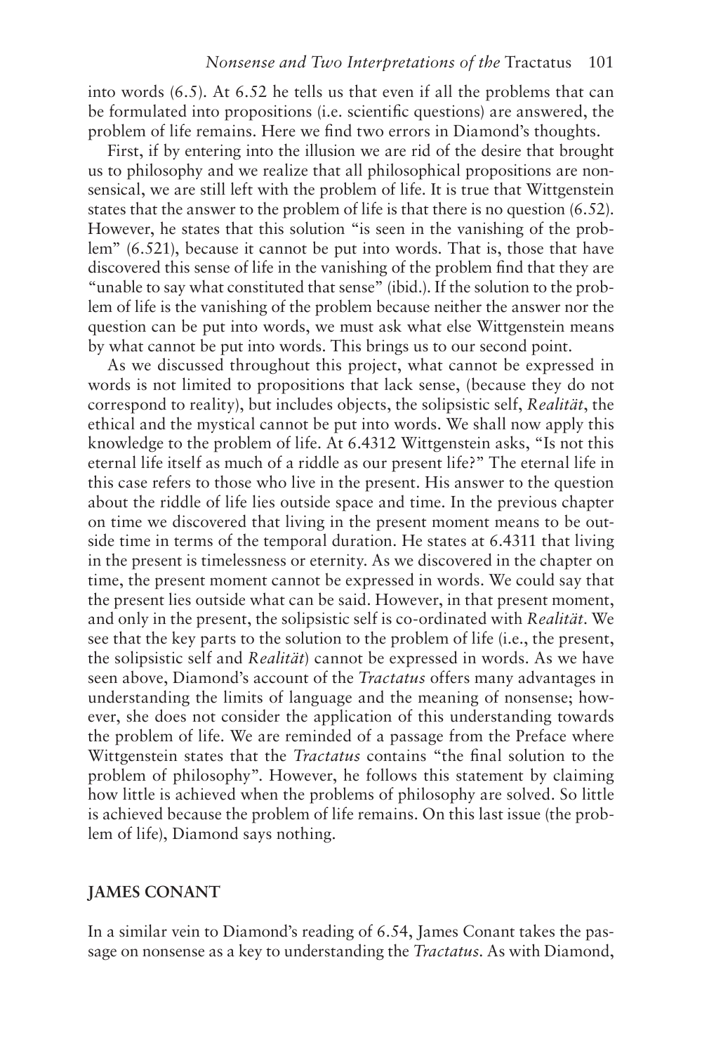into words (6.5). At 6.52 he tells us that even if all the problems that can be formulated into propositions (i.e. scientific questions) are answered, the problem of life remains. Here we find two errors in Diamond's thoughts.

First, if by entering into the illusion we are rid of the desire that brought us to philosophy and we realize that all philosophical propositions are nonsensical, we are still left with the problem of life. It is true that Wittgenstein states that the answer to the problem of life is that there is no question (6.52). However, he states that this solution "is seen in the vanishing of the problem" (6.521), because it cannot be put into words. That is, those that have discovered this sense of life in the vanishing of the problem find that they are "unable to say what constituted that sense" (ibid.). If the solution to the problem of life is the vanishing of the problem because neither the answer nor the question can be put into words, we must ask what else Wittgenstein means by what cannot be put into words. This brings us to our second point.

As we discussed throughout this project, what cannot be expressed in words is not limited to propositions that lack sense, (because they do not correspond to reality), but includes objects, the solipsistic self, *Realität*, the ethical and the mystical cannot be put into words. We shall now apply this knowledge to the problem of life. At 6.4312 Wittgenstein asks, "Is not this eternal life itself as much of a riddle as our present life?" The eternal life in this case refers to those who live in the present. His answer to the question about the riddle of life lies outside space and time. In the previous chapter on time we discovered that living in the present moment means to be outside time in terms of the temporal duration. He states at 6.4311 that living in the present is timelessness or eternity. As we discovered in the chapter on time, the present moment cannot be expressed in words. We could say that the present lies outside what can be said. However, in that present moment, and only in the present, the solipsistic self is co-ordinated with *Realität*. We see that the key parts to the solution to the problem of life (i.e., the present, the solipsistic self and *Realität*) cannot be expressed in words. As we have seen above, Diamond's account of the *Tractatus* offers many advantages in understanding the limits of language and the meaning of nonsense; however, she does not consider the application of this understanding towards the problem of life. We are reminded of a passage from the Preface where Wittgenstein states that the *Tractatus* contains "the final solution to the problem of philosophy". However, he follows this statement by claiming how little is achieved when the problems of philosophy are solved. So little is achieved because the problem of life remains. On this last issue (the problem of life), Diamond says nothing.

## JAMES CONANT

In a similar vein to Diamond's reading of 6.54, James Conant takes the passage on nonsense as a key to understanding the *Tractatus*. As with Diamond,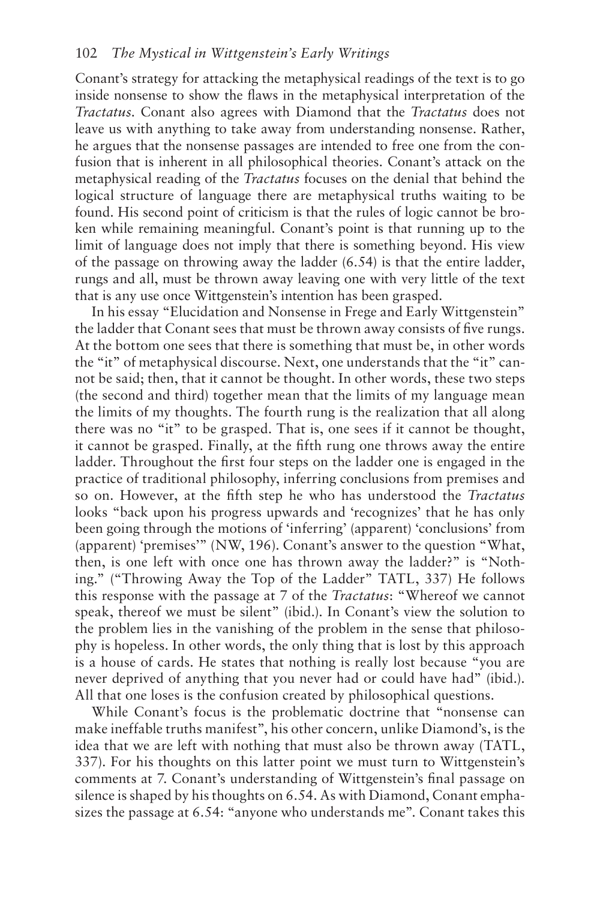Conant's strategy for attacking the metaphysical readings of the text is to go inside nonsense to show the flaws in the metaphysical interpretation of the *Tractatus*. Conant also agrees with Diamond that the *Tractatus* does not leave us with anything to take away from understanding nonsense. Rather, he argues that the nonsense passages are intended to free one from the confusion that is inherent in all philosophical theories. Conant's attack on the metaphysical reading of the *Tractatus* focuses on the denial that behind the logical structure of language there are metaphysical truths waiting to be found. His second point of criticism is that the rules of logic cannot be broken while remaining meaningful. Conant's point is that running up to the limit of language does not imply that there is something beyond. His view of the passage on throwing away the ladder (6.54) is that the entire ladder, rungs and all, must be thrown away leaving one with very little of the text that is any use once Wittgenstein's intention has been grasped.

In his essay "Elucidation and Nonsense in Frege and Early Wittgenstein" the ladder that Conant sees that must be thrown away consists of five rungs. At the bottom one sees that there is something that must be, in other words the "it" of metaphysical discourse. Next, one understands that the "it" cannot be said; then, that it cannot be thought. In other words, these two steps (the second and third) together mean that the limits of my language mean the limits of my thoughts. The fourth rung is the realization that all along there was no "it" to be grasped. That is, one sees if it cannot be thought, it cannot be grasped. Finally, at the fifth rung one throws away the entire ladder. Throughout the first four steps on the ladder one is engaged in the practice of traditional philosophy, inferring conclusions from premises and so on. However, at the fifth step he who has understood the *Tractatus* looks "back upon his progress upwards and 'recognizes' that he has only been going through the motions of 'inferring' (apparent) 'conclusions' from (apparent) 'premises'" (NW, 196). Conant's answer to the question "What, then, is one left with once one has thrown away the ladder?" is "Nothing." ("Throwing Away the Top of the Ladder" TATL, 337) He follows this response with the passage at 7 of the *Tractatus*: "Whereof we cannot speak, thereof we must be silent" (ibid.). In Conant's view the solution to the problem lies in the vanishing of the problem in the sense that philosophy is hopeless. In other words, the only thing that is lost by this approach is a house of cards. He states that nothing is really lost because "you are never deprived of anything that you never had or could have had" (ibid.). All that one loses is the confusion created by philosophical questions.

While Conant's focus is the problematic doctrine that "nonsense can make ineffable truths manifest", his other concern, unlike Diamond's, is the idea that we are left with nothing that must also be thrown away (TATL, 337). For his thoughts on this latter point we must turn to Wittgenstein's comments at 7. Conant's understanding of Wittgenstein's final passage on silence is shaped by his thoughts on 6.54. As with Diamond, Conant emphasizes the passage at 6.54: "anyone who understands me". Conant takes this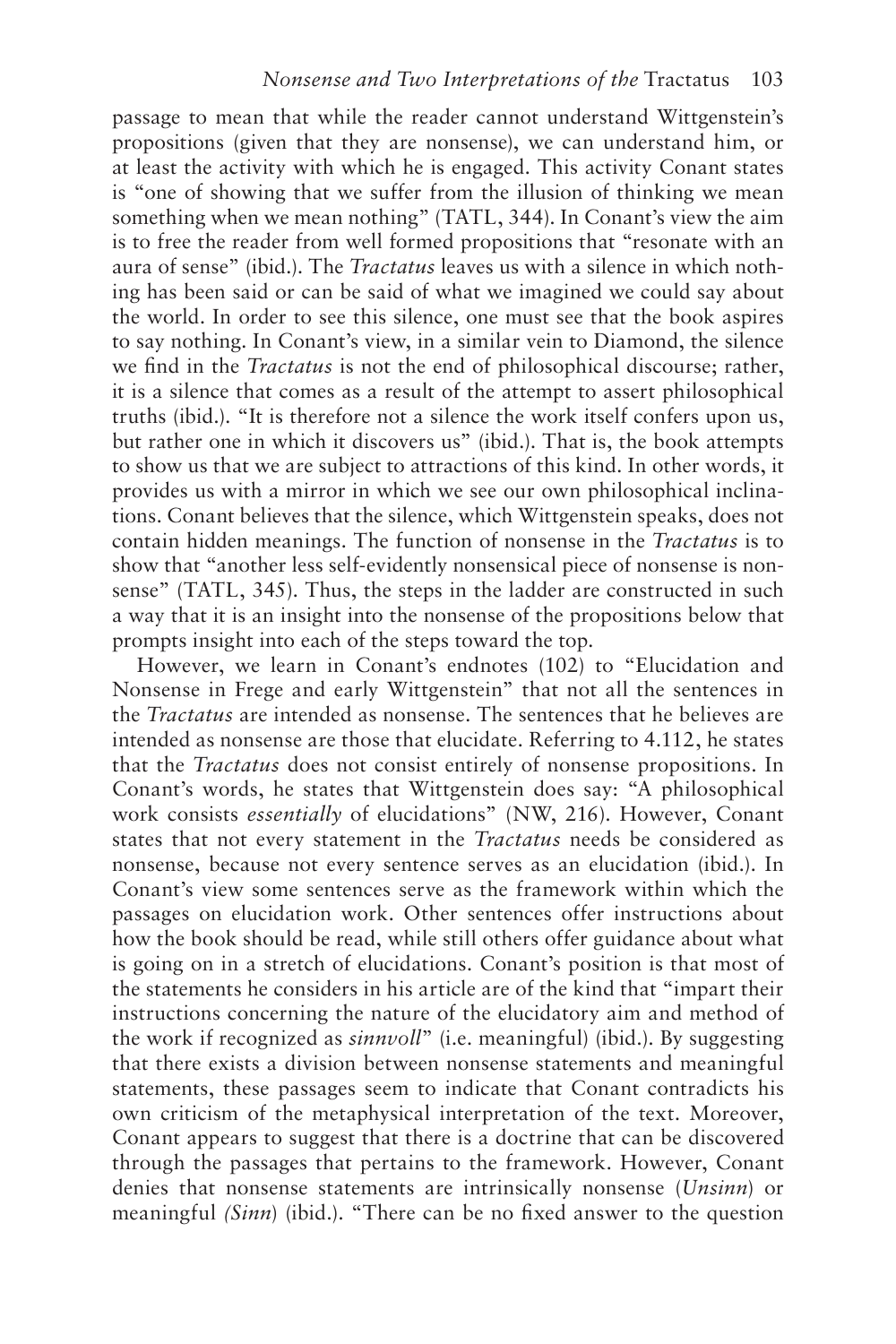passage to mean that while the reader cannot understand Wittgenstein's propositions (given that they are nonsense), we can understand him, or at least the activity with which he is engaged. This activity Conant states is "one of showing that we suffer from the illusion of thinking we mean something when we mean nothing" (TATL, 344). In Conant's view the aim is to free the reader from well formed propositions that "resonate with an aura of sense" (ibid.). The *Tractatus* leaves us with a silence in which nothing has been said or can be said of what we imagined we could say about the world. In order to see this silence, one must see that the book aspires to say nothing. In Conant's view, in a similar vein to Diamond, the silence we find in the *Tractatus* is not the end of philosophical discourse; rather, it is a silence that comes as a result of the attempt to assert philosophical truths (ibid.). "It is therefore not a silence the work itself confers upon us, but rather one in which it discovers us" (ibid.). That is, the book attempts to show us that we are subject to attractions of this kind. In other words, it provides us with a mirror in which we see our own philosophical inclinations. Conant believes that the silence, which Wittgenstein speaks, does not contain hidden meanings. The function of nonsense in the *Tractatus* is to show that "another less self-evidently nonsensical piece of nonsense is nonsense" (TATL, 345). Thus, the steps in the ladder are constructed in such a way that it is an insight into the nonsense of the propositions below that prompts insight into each of the steps toward the top.

However, we learn in Conant's endnotes (102) to "Elucidation and Nonsense in Frege and early Wittgenstein" that not all the sentences in the *Tractatus* are intended as nonsense. The sentences that he believes are intended as nonsense are those that elucidate. Referring to 4.112, he states that the *Tractatus* does not consist entirely of nonsense propositions. In Conant's words, he states that Wittgenstein does say: "A philosophical work consists *essentially* of elucidations" (NW, 216). However, Conant states that not every statement in the *Tractatus* needs be considered as nonsense, because not every sentence serves as an elucidation (ibid.). In Conant's view some sentences serve as the framework within which the passages on elucidation work. Other sentences offer instructions about how the book should be read, while still others offer guidance about what is going on in a stretch of elucidations. Conant's position is that most of the statements he considers in his article are of the kind that "impart their instructions concerning the nature of the elucidatory aim and method of the work if recognized as *sinnvoll*" (i.e. meaningful) (ibid.). By suggesting that there exists a division between nonsense statements and meaningful statements, these passages seem to indicate that Conant contradicts his own criticism of the metaphysical interpretation of the text. Moreover, Conant appears to suggest that there is a doctrine that can be discovered through the passages that pertains to the framework. However, Conant denies that nonsense statements are intrinsically nonsense (*Unsinn*) or meaningful *(Sinn)* (ibid.). "There can be no fixed answer to the question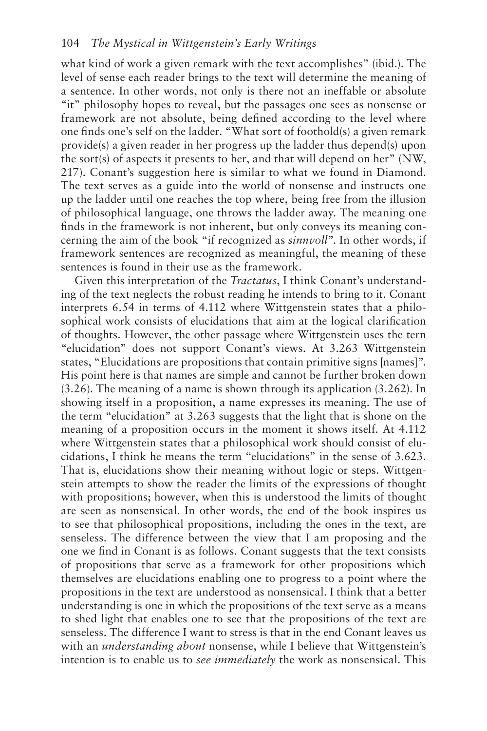what kind of work a given remark with the text accomplishes" (ibid.). The level of sense each reader brings to the text will determine the meaning of a sentence. In other words, not only is there not an ineffable or absolute "it" philosophy hopes to reveal, but the passages one sees as nonsense or framework are not absolute, being defined according to the level where one finds one's self on the ladder. "What sort of foothold(s) a given remark provide(s) a given reader in her progress up the ladder thus depend(s) upon the sort(s) of aspects it presents to her, and that will depend on her" (NW, 217). Conant's suggestion here is similar to what we found in Diamond. The text serves as a guide into the world of nonsense and instructs one up the ladder until one reaches the top where, being free from the illusion of philosophical language, one throws the ladder away. The meaning one finds in the framework is not inherent, but only conveys its meaning concerning the aim of the book "if recognized as *sinnvoll*". In other words, if framework sentences are recognized as meaningful, the meaning of these sentences is found in their use as the framework.

Given this interpretation of the *Tractatus*, I think Conant's understanding of the text neglects the robust reading he intends to bring to it. Conant interprets 6.54 in terms of 4.112 where Wittgenstein states that a philosophical work consists of elucidations that aim at the logical clarification of thoughts. However, the other passage where Wittgenstein uses the tern "elucidation" does not support Conant's views. At 3.263 Wittgenstein states, "Elucidations are propositions that contain primitive signs [names]". His point here is that names are simple and cannot be further broken down (3.26). The meaning of a name is shown through its application (3.262). In showing itself in a proposition, a name expresses its meaning. The use of the term "elucidation" at 3.263 suggests that the light that is shone on the meaning of a proposition occurs in the moment it shows itself. At 4.112 where Wittgenstein states that a philosophical work should consist of elucidations, I think he means the term "elucidations" in the sense of 3.623. That is, elucidations show their meaning without logic or steps. Wittgenstein attempts to show the reader the limits of the expressions of thought with propositions; however, when this is understood the limits of thought are seen as nonsensical. In other words, the end of the book inspires us to see that philosophical propositions, including the ones in the text, are senseless. The difference between the view that I am proposing and the one we find in Conant is as follows. Conant suggests that the text consists of propositions that serve as a framework for other propositions which themselves are elucidations enabling one to progress to a point where the propositions in the text are understood as nonsensical. I think that a better understanding is one in which the propositions of the text serve as a means to shed light that enables one to see that the propositions of the text are senseless. The difference I want to stress is that in the end Conant leaves us with an *understanding about* nonsense, while I believe that Wittgenstein's intention is to enable us to *see immediately* the work as nonsensical. This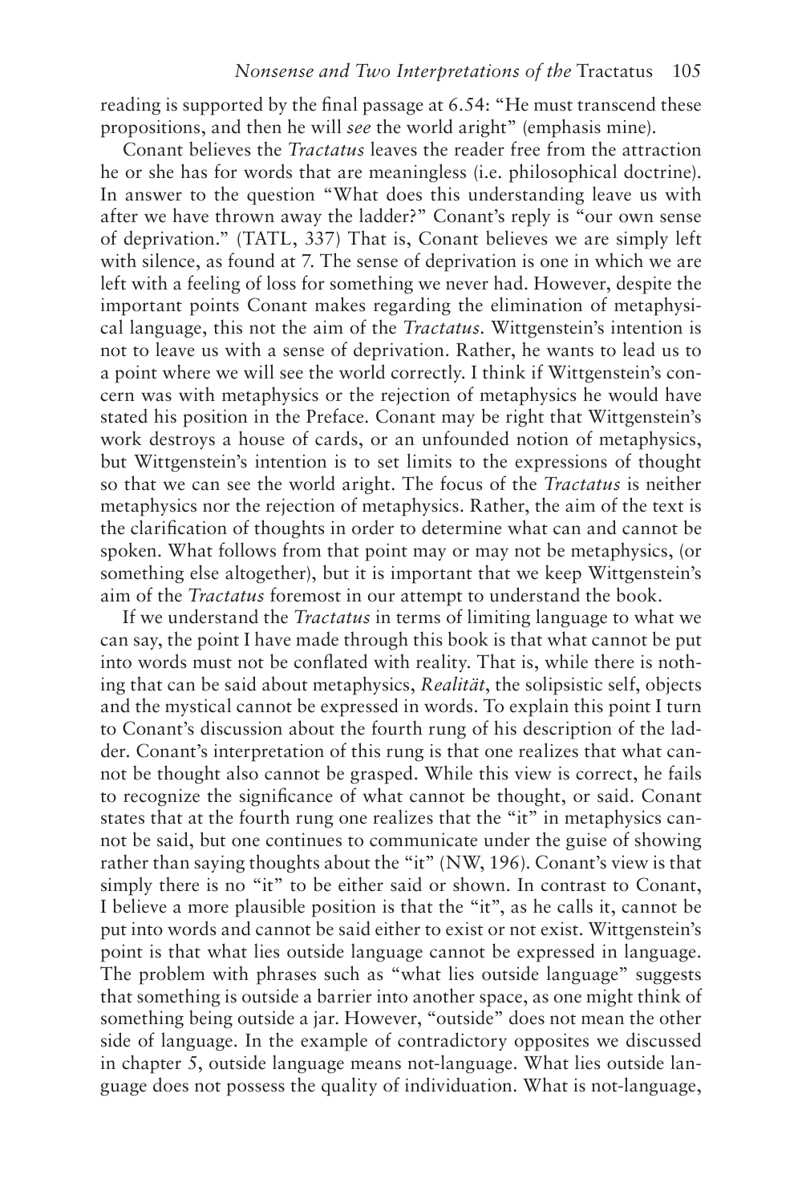reading is supported by the final passage at 6.54: "He must transcend these propositions, and then he will *see* the world aright" (emphasis mine).

Conant believes the *Tractatus* leaves the reader free from the attraction he or she has for words that are meaningless (i.e. philosophical doctrine). In answer to the question "What does this understanding leave us with after we have thrown away the ladder?" Conant's reply is "our own sense of deprivation." (TATL, 337) That is, Conant believes we are simply left with silence, as found at 7. The sense of deprivation is one in which we are left with a feeling of loss for something we never had. However, despite the important points Conant makes regarding the elimination of metaphysical language, this not the aim of the *Tractatus*. Wittgenstein's intention is not to leave us with a sense of deprivation. Rather, he wants to lead us to a point where we will see the world correctly. I think if Wittgenstein's concern was with metaphysics or the rejection of metaphysics he would have stated his position in the Preface. Conant may be right that Wittgenstein's work destroys a house of cards, or an unfounded notion of metaphysics, but Wittgenstein's intention is to set limits to the expressions of thought so that we can see the world aright. The focus of the *Tractatus* is neither metaphysics nor the rejection of metaphysics. Rather, the aim of the text is the clarification of thoughts in order to determine what can and cannot be spoken. What follows from that point may or may not be metaphysics, (or something else altogether), but it is important that we keep Wittgenstein's aim of the *Tractatus* foremost in our attempt to understand the book.

If we understand the *Tractatus* in terms of limiting language to what we can say, the point I have made through this book is that what cannot be put into words must not be conflated with reality. That is, while there is nothing that can be said about metaphysics, *Realität*, the solipsistic self, objects and the mystical cannot be expressed in words. To explain this point I turn to Conant's discussion about the fourth rung of his description of the ladder. Conant's interpretation of this rung is that one realizes that what cannot be thought also cannot be grasped. While this view is correct, he fails to recognize the significance of what cannot be thought, or said. Conant states that at the fourth rung one realizes that the "it" in metaphysics cannot be said, but one continues to communicate under the guise of showing rather than saying thoughts about the "it" (NW, 196). Conant's view is that simply there is no "it" to be either said or shown. In contrast to Conant, I believe a more plausible position is that the "it", as he calls it, cannot be put into words and cannot be said either to exist or not exist. Wittgenstein's point is that what lies outside language cannot be expressed in language. The problem with phrases such as "what lies outside language" suggests that something is outside a barrier into another space, as one might think of something being outside a jar. However, "outside" does not mean the other side of language. In the example of contradictory opposites we discussed in chapter 5, outside language means not-language. What lies outside language does not possess the quality of individuation. What is not-language,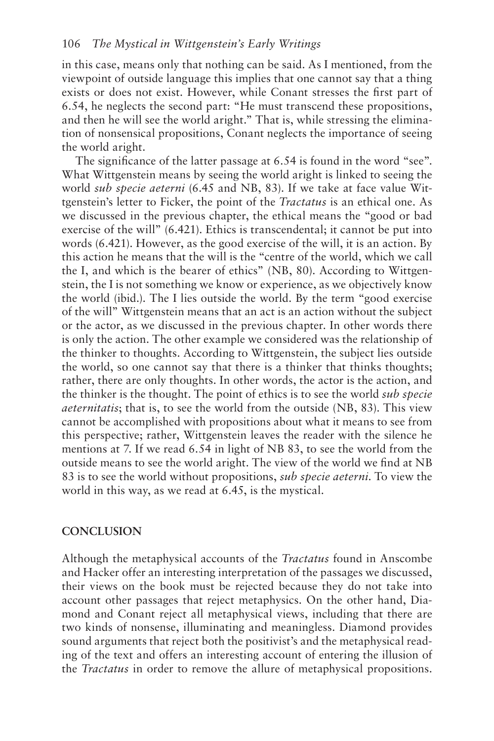in this case, means only that nothing can be said. As I mentioned, from the viewpoint of outside language this implies that one cannot say that a thing exists or does not exist. However, while Conant stresses the first part of 6.54, he neglects the second part: "He must transcend these propositions, and then he will see the world aright." That is, while stressing the elimination of nonsensical propositions, Conant neglects the importance of seeing the world aright.

The significance of the latter passage at 6.54 is found in the word "see". What Wittgenstein means by seeing the world aright is linked to seeing the world *sub specie aeterni* (6.45 and NB, 83). If we take at face value Wittgenstein's letter to Ficker, the point of the *Tractatus* is an ethical one. As we discussed in the previous chapter, the ethical means the "good or bad exercise of the will" (6.421). Ethics is transcendental; it cannot be put into words (6.421). However, as the good exercise of the will, it is an action. By this action he means that the will is the "centre of the world, which we call the I, and which is the bearer of ethics" (NB, 80). According to Wittgenstein, the I is not something we know or experience, as we objectively know the world (ibid.). The I lies outside the world. By the term "good exercise of the will" Wittgenstein means that an act is an action without the subject or the actor, as we discussed in the previous chapter. In other words there is only the action. The other example we considered was the relationship of the thinker to thoughts. According to Wittgenstein, the subject lies outside the world, so one cannot say that there is a thinker that thinks thoughts; rather, there are only thoughts. In other words, the actor is the action, and the thinker is the thought. The point of ethics is to see the world *sub specie aeternitatis*; that is, to see the world from the outside (NB, 83). This view cannot be accomplished with propositions about what it means to see from this perspective; rather, Wittgenstein leaves the reader with the silence he mentions at 7. If we read 6.54 in light of NB 83, to see the world from the outside means to see the world aright. The view of the world we find at NB 83 is to see the world without propositions, *sub specie aeterni*. To view the world in this way, as we read at 6.45, is the mystical.

## CONCLUSION

Although the metaphysical accounts of the *Tractatus* found in Anscombe and Hacker offer an interesting interpretation of the passages we discussed, their views on the book must be rejected because they do not take into account other passages that reject metaphysics. On the other hand, Diamond and Conant reject all metaphysical views, including that there are two kinds of nonsense, illuminating and meaningless. Diamond provides sound arguments that reject both the positivist's and the metaphysical reading of the text and offers an interesting account of entering the illusion of the *Tractatus* in order to remove the allure of metaphysical propositions.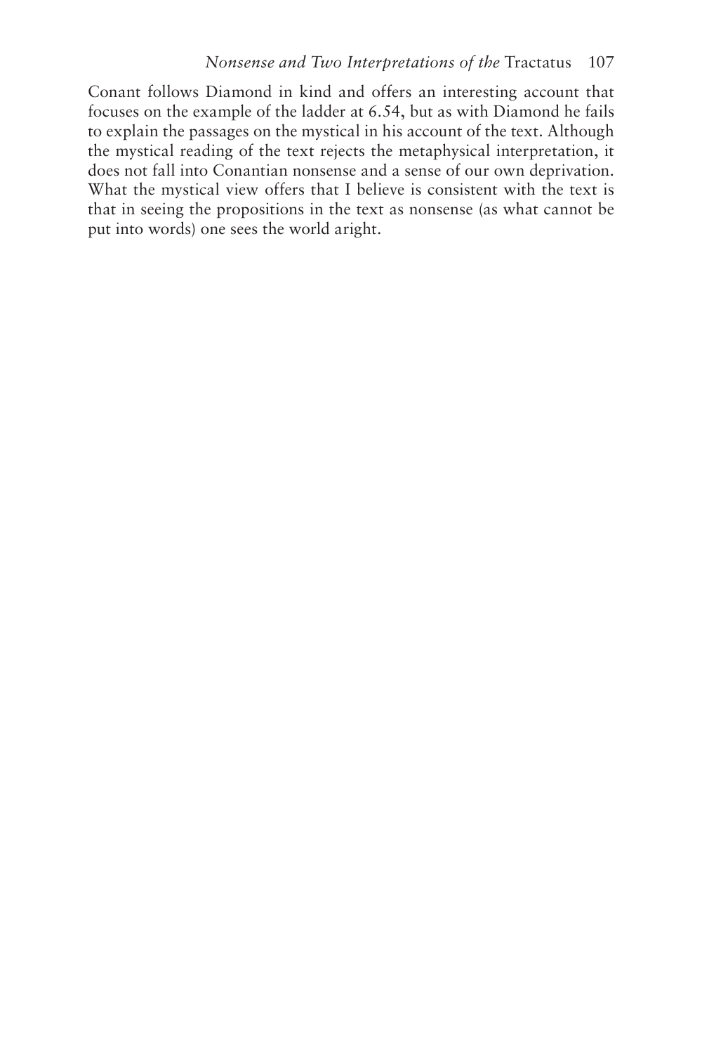Conant follows Diamond in kind and offers an interesting account that focuses on the example of the ladder at 6.54, but as with Diamond he fails to explain the passages on the mystical in his account of the text. Although the mystical reading of the text rejects the metaphysical interpretation, it does not fall into Conantian nonsense and a sense of our own deprivation. What the mystical view offers that I believe is consistent with the text is that in seeing the propositions in the text as nonsense (as what cannot be put into words) one sees the world aright.